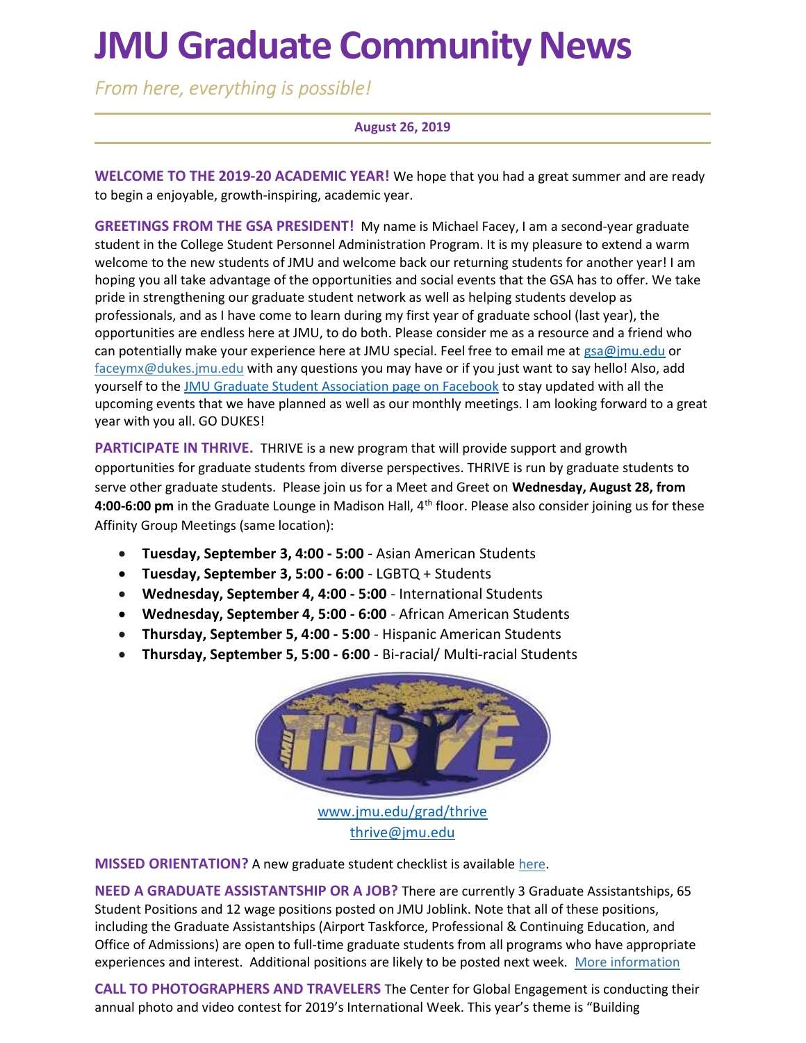# JMU Graduate Community News

*From here, everything is possible!*

**August 26, 2019**

**WELCOME TO THE 2019-20 ACADEMIC YEAR!** We hope that you had a great summer and are ready to begin a enjoyable, growth-inspiring, academic year.

**GREETINGS FROM THE GSA PRESIDENT!** My name is Michael Facey, I am a second-year graduate student in the College Student Personnel Administration Program. It is my pleasure to extend a warm welcome to the new students of JMU and welcome back our returning students for another year! I am hoping you all take advantage of the opportunities and social events that the GSA has to offer. We take pride in strengthening our graduate student network as well as helping students develop as professionals, and as I have come to learn during my first year of graduate school (last year), the opportunities are endless here at JMU, to do both. Please consider me as a resource and a friend who can potentially make your experience here at JMU special. Feel free to email me at gsa@jmu.edu or faceymx@dukes.jmu.edu with any questions you may have or if you just want to say hello! Also, add yourself to the JMU Graduate Student Association page on Facebook to stay updated with all the upcoming events that we have planned as well as our monthly meetings. I am looking forward to a great year with you all. GO DUKES!

**PARTICIPATE IN THRIVE.** THRIVE is a new program that will provide support and growth opportunities for graduate students from diverse perspectives. THRIVE is run by graduate students to serve other graduate students. Please join us for a Meet and Greet on **Wednesday, August 28, from 4:00-6:00 pm** in the Graduate Lounge in Madison Hall, 4th floor. Please also consider joining us for these Affinity Group Meetings (same location):

- **Tuesday, September 3, 4:00 - 5:00** - Asian American Students
- **Tuesday, September 3, 5:00 - 6:00** - LGBTQ + Students
- **Wednesday, September 4, 4:00 - 5:00** - International Students
- **Wednesday, September 4, 5:00 - 6:00** - African American Students
- **Thursday, September 5, 4:00 - 5:00** - Hispanic American Students
- **Thursday, September 5, 5:00 - 6:00** - Bi-racial/ Multi-racial Students

www.jmu.edu/grad/thrive
thrive@jmu.edu

**MISSED ORIENTATION?** A new graduate student checklist is available here.

**NEED A GRADUATE ASSISTANTSHIP OR A JOB?** There are currently 3 Graduate Assistantships, 65 Student Positions and 12 wage positions posted on JMU Joblink. Note that all of these positions, including the Graduate Assistantships (Airport Taskforce, Professional & Continuing Education, and Office of Admissions) are open to full-time graduate students from all programs who have appropriate experiences and interest. Additional positions are likely to be posted next week. More information

**CALL TO PHOTOGRAPHERS AND TRAVELERS** The Center for Global Engagement is conducting their annual photo and video contest for 2019's International Week. This year's theme is "Building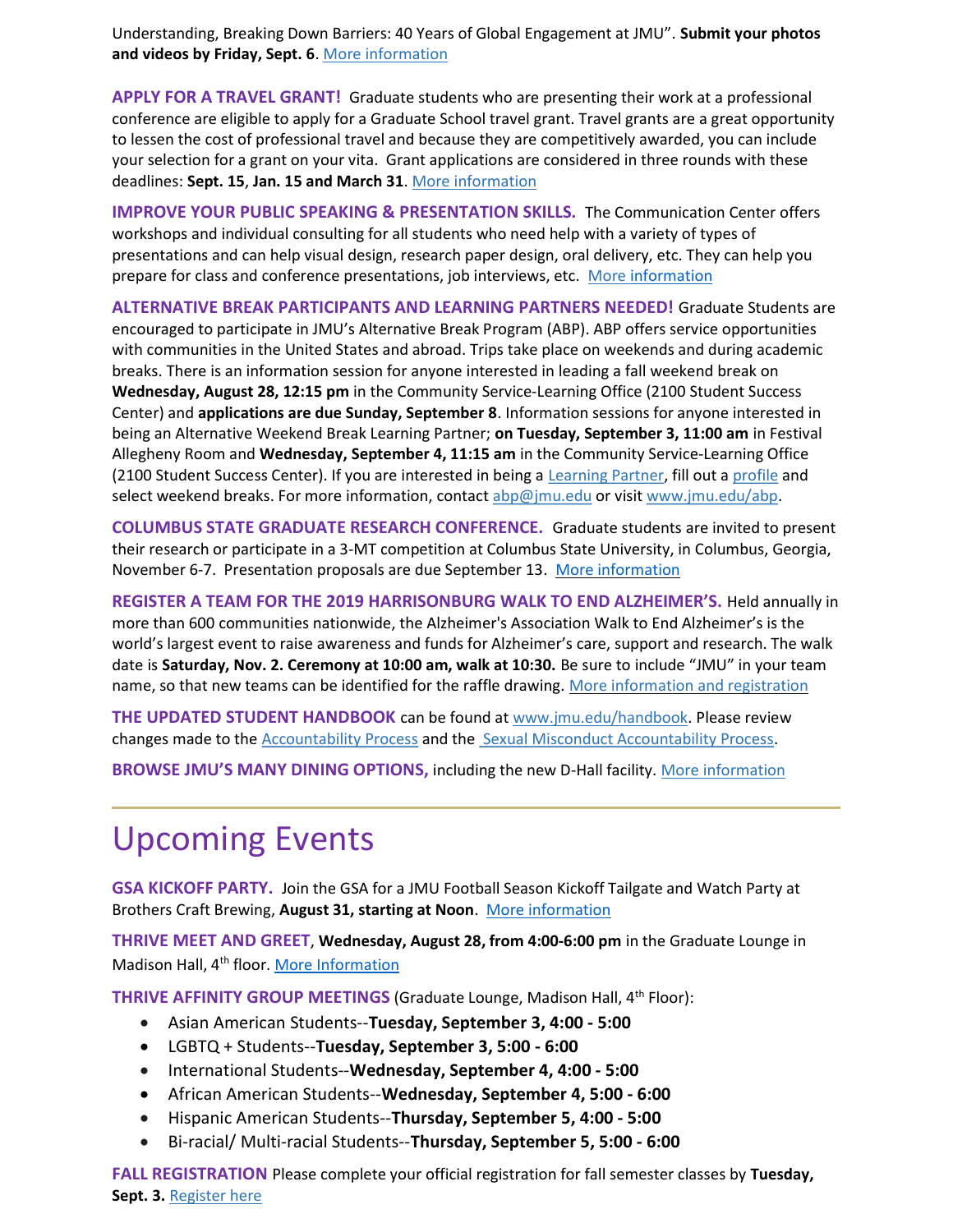Understanding, Breaking Down Barriers: 40 Years of Global Engagement at JMU". **Submit your photos and videos by Friday, Sept. 6**. More information

**APPLY FOR A TRAVEL GRANT!** Graduate students who are presenting their work at a professional conference are eligible to apply for a Graduate School travel grant. Travel grants are a great opportunity to lessen the cost of professional travel and because they are competitively awarded, you can include your selection for a grant on your vita. Grant applications are considered in three rounds with these deadlines: **Sept. 15**, **Jan. 15 and March 31**. More information

**IMPROVE YOUR PUBLIC SPEAKING & PRESENTATION SKILLS.** The Communication Center offers workshops and individual consulting for all students who need help with a variety of types of presentations and can help visual design, research paper design, oral delivery, etc. They can help you prepare for class and conference presentations, job interviews, etc. More information

**ALTERNATIVE BREAK PARTICIPANTS AND LEARNING PARTNERS NEEDED!** Graduate Students are encouraged to participate in JMU's Alternative Break Program (ABP). ABP offers service opportunities with communities in the United States and abroad. Trips take place on weekends and during academic breaks. There is an information session for anyone interested in leading a fall weekend break on **Wednesday, August 28, 12:15 pm** in the Community Service-Learning Office (2100 Student Success Center) and **applications are due Sunday, September 8**. Information sessions for anyone interested in being an Alternative Weekend Break Learning Partner; **on Tuesday, September 3, 11:00 am** in Festival Allegheny Room and **Wednesday, September 4, 11:15 am** in the Community Service-Learning Office (2100 Student Success Center). If you are interested in being a Learning Partner, fill out a profile and select weekend breaks. For more information, contact abp@jmu.edu or visit www.jmu.edu/abp.

**COLUMBUS STATE GRADUATE RESEARCH CONFERENCE.** Graduate students are invited to present their research or participate in a 3-MT competition at Columbus State University, in Columbus, Georgia, November 6-7. Presentation proposals are due September 13. More information

**REGISTER A TEAM FOR THE 2019 HARRISONBURG WALK TO END ALZHEIMER'S.** Held annually in more than 600 communities nationwide, the Alzheimer's Association Walk to End Alzheimer's is the world's largest event to raise awareness and funds for Alzheimer's care, support and research. The walk date is **Saturday, Nov. 2. Ceremony at 10:00 am, walk at 10:30.** Be sure to include "JMU" in your team name, so that new teams can be identified for the raffle drawing. More information and registration

**THE UPDATED STUDENT HANDBOOK** can be found at www.jmu.edu/handbook. Please review changes made to the Accountability Process and the Sexual Misconduct Accountability Process.

**BROWSE JMU'S MANY DINING OPTIONS,** including the new D-Hall facility. More information

---

# Upcoming Events

**GSA KICKOFF PARTY.** Join the GSA for a JMU Football Season Kickoff Tailgate and Watch Party at Brothers Craft Brewing, **August 31, starting at Noon**. More information

**THRIVE MEET AND GREET**, **Wednesday, August 28, from 4:00-6:00 pm** in the Graduate Lounge in Madison Hall, 4th floor. More Information

**THRIVE AFFINITY GROUP MEETINGS** (Graduate Lounge, Madison Hall, 4th Floor):

- Asian American Students--**Tuesday, September 3, 4:00 - 5:00**
- LGBTQ + Students--**Tuesday, September 3, 5:00 - 6:00**
- International Students--**Wednesday, September 4, 4:00 - 5:00**
- African American Students--**Wednesday, September 4, 5:00 - 6:00**
- Hispanic American Students--**Thursday, September 5, 4:00 - 5:00**
- Bi-racial/ Multi-racial Students--**Thursday, September 5, 5:00 - 6:00**

**FALL REGISTRATION** Please complete your official registration for fall semester classes by **Tuesday, Sept. 3.** Register here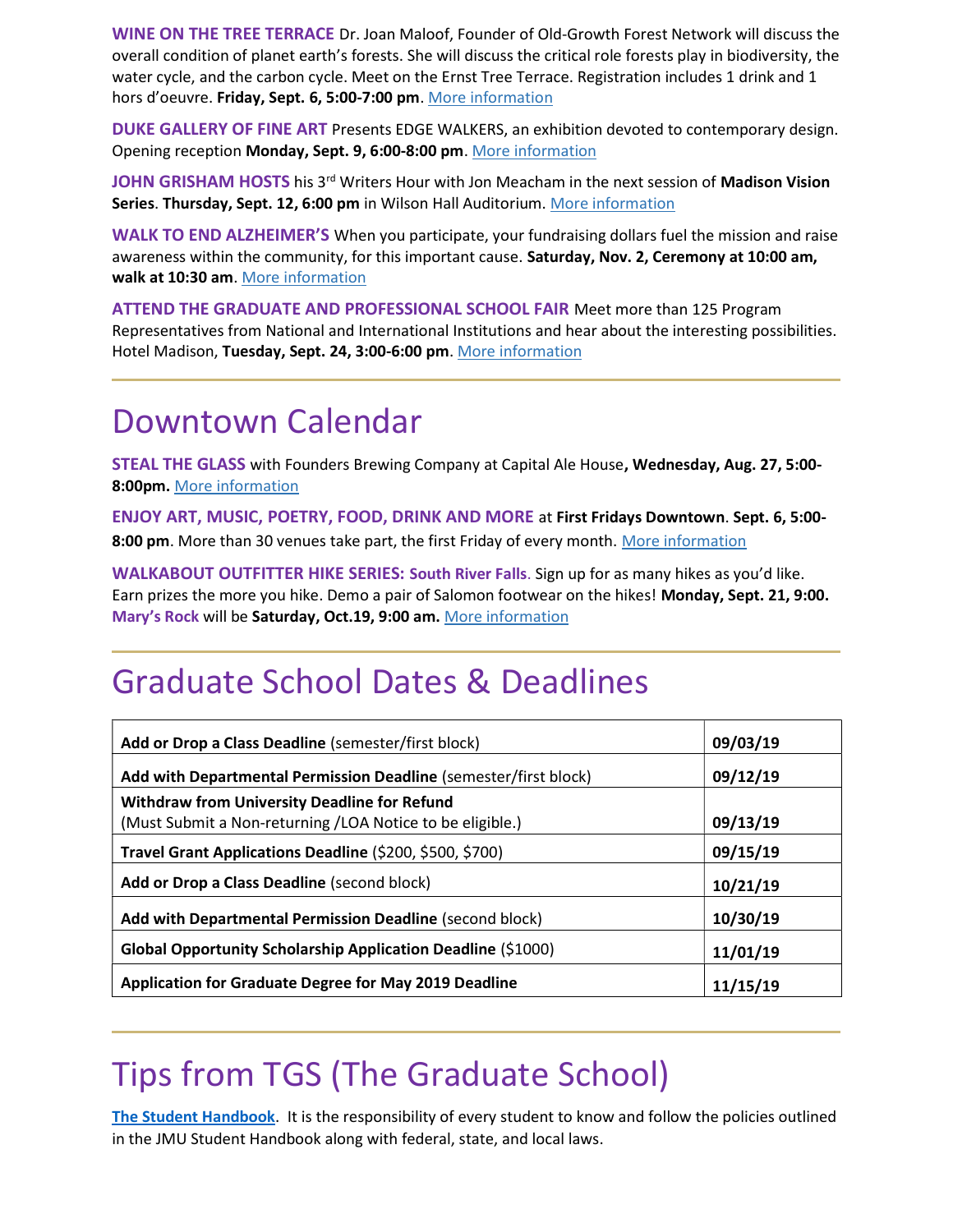**WINE ON THE TREE TERRACE** Dr. Joan Maloof, Founder of Old-Growth Forest Network will discuss the overall condition of planet earth's forests. She will discuss the critical role forests play in biodiversity, the water cycle, and the carbon cycle. Meet on the Ernst Tree Terrace. Registration includes 1 drink and 1 hors d'oeuvre. **Friday, Sept. 6, 5:00-7:00 pm**. More information

**DUKE GALLERY OF FINE ART** Presents EDGE WALKERS, an exhibition devoted to contemporary design. Opening reception **Monday, Sept. 9, 6:00-8:00 pm**. More information

**JOHN GRISHAM HOSTS** his 3rd Writers Hour with Jon Meacham in the next session of **Madison Vision Series**. **Thursday, Sept. 12, 6:00 pm** in Wilson Hall Auditorium. More information

**WALK TO END ALZHEIMER'S** When you participate, your fundraising dollars fuel the mission and raise awareness within the community, for this important cause. **Saturday, Nov. 2, Ceremony at 10:00 am, walk at 10:30 am**. More information

**ATTEND THE GRADUATE AND PROFESSIONAL SCHOOL FAIR** Meet more than 125 Program Representatives from National and International Institutions and hear about the interesting possibilities. Hotel Madison, **Tuesday, Sept. 24, 3:00-6:00 pm**. More information

# Downtown Calendar

**STEAL THE GLASS** with Founders Brewing Company at Capital Ale House**, Wednesday, Aug. 27, 5:00-8:00pm.** More information

**ENJOY ART, MUSIC, POETRY, FOOD, DRINK AND MORE** at **First Fridays Downtown**. **Sept. 6, 5:00-8:00 pm**. More than 30 venues take part, the first Friday of every month. More information

**WALKABOUT OUTFITTER HIKE SERIES: South River Falls**. Sign up for as many hikes as you'd like. Earn prizes the more you hike. Demo a pair of Salomon footwear on the hikes! **Monday, Sept. 21, 9:00. Mary's Rock** will be **Saturday, Oct.19, 9:00 am.** More information

# Graduate School Dates & Deadlines

| | |
|---|---|
| **Add or Drop a Class Deadline** (semester/first block) | **09/03/19** |
| **Add with Departmental Permission Deadline** (semester/first block) | **09/12/19** |
| **Withdraw from University Deadline for Refund** (Must Submit a Non-returning /LOA Notice to be eligible.) | **09/13/19** |
| **Travel Grant Applications Deadline** ($200, $500, $700) | **09/15/19** |
| **Add or Drop a Class Deadline** (second block) | **10/21/19** |
| **Add with Departmental Permission Deadline** (second block) | **10/30/19** |
| **Global Opportunity Scholarship Application Deadline** ($1000) | **11/01/19** |
| **Application for Graduate Degree for May 2019 Deadline** | **11/15/19** |

# Tips from TGS (The Graduate School)

**The Student Handbook**. It is the responsibility of every student to know and follow the policies outlined in the JMU Student Handbook along with federal, state, and local laws.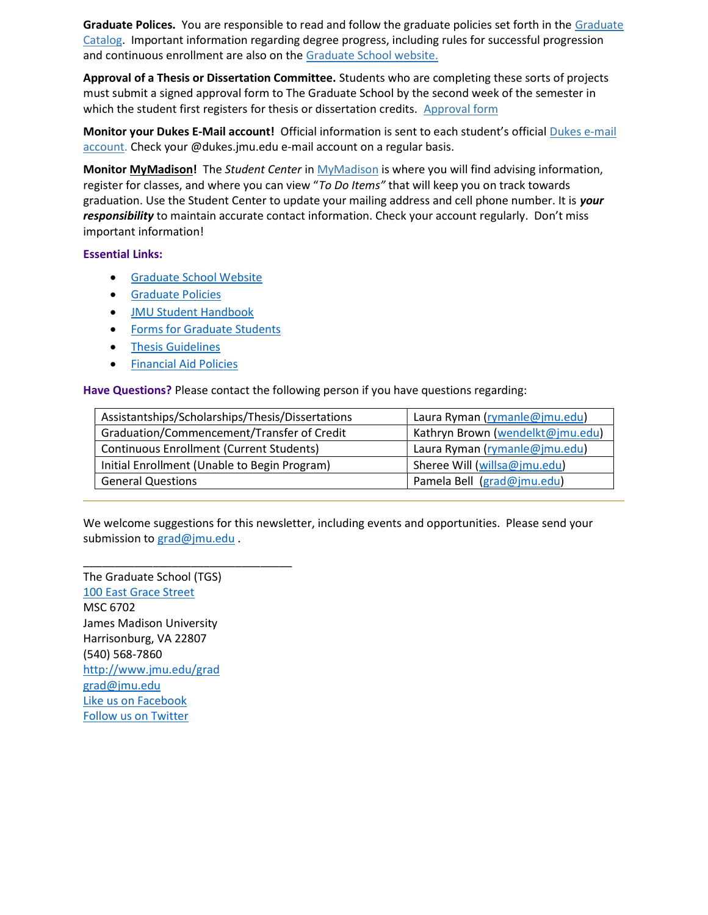**Graduate Polices.** You are responsible to read and follow the graduate policies set forth in the Graduate Catalog. Important information regarding degree progress, including rules for successful progression and continuous enrollment are also on the Graduate School website.

**Approval of a Thesis or Dissertation Committee.** Students who are completing these sorts of projects must submit a signed approval form to The Graduate School by the second week of the semester in which the student first registers for thesis or dissertation credits. Approval form

**Monitor your Dukes E-Mail account!** Official information is sent to each student's official Dukes e-mail account. Check your @dukes.jmu.edu e-mail account on a regular basis.

**Monitor MyMadison!** The *Student Center* in MyMadison is where you will find advising information, register for classes, and where you can view "*To Do Items"* that will keep you on track towards graduation. Use the Student Center to update your mailing address and cell phone number. It is ***your responsibility*** to maintain accurate contact information. Check your account regularly. Don't miss important information!

**Essential Links:**

- Graduate School Website
- Graduate Policies
- JMU Student Handbook
- Forms for Graduate Students
- Thesis Guidelines
- Financial Aid Policies

**Have Questions?** Please contact the following person if you have questions regarding:

| | |
|---|---|
| Assistantships/Scholarships/Thesis/Dissertations | Laura Ryman (rymanle@jmu.edu) |
| Graduation/Commencement/Transfer of Credit | Kathryn Brown (wendelkt@jmu.edu) |
| Continuous Enrollment (Current Students) | Laura Ryman (rymanle@jmu.edu) |
| Initial Enrollment (Unable to Begin Program) | Sheree Will (willsa@jmu.edu) |
| General Questions | Pamela Bell (grad@jmu.edu) |

---

We welcome suggestions for this newsletter, including events and opportunities. Please send your submission to grad@jmu.edu .

---

The Graduate School (TGS)
100 East Grace Street
MSC 6702
James Madison University
Harrisonburg, VA 22807
(540) 568-7860
http://www.jmu.edu/grad
grad@jmu.edu
Like us on Facebook
Follow us on Twitter